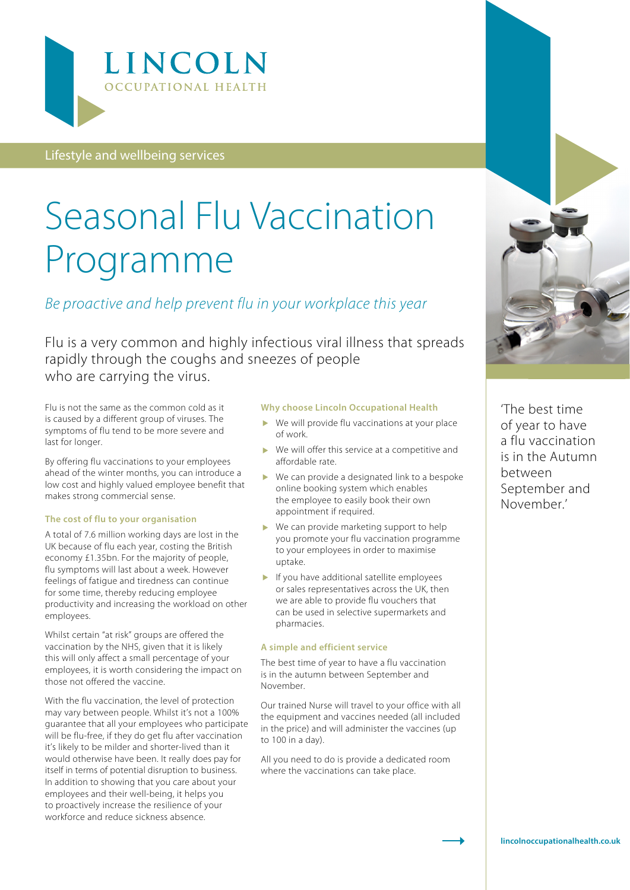LINCOLN
OCCUPATIONAL HEALTH

Lifestyle and wellbeing services

# Seasonal Flu Vaccination Programme

*Be proactive and help prevent flu in your workplace this year*

Flu is a very common and highly infectious viral illness that spreads rapidly through the coughs and sneezes of people who are carrying the virus.

Flu is not the same as the common cold as it is caused by a different group of viruses. The symptoms of flu tend to be more severe and last for longer.

By offering flu vaccinations to your employees ahead of the winter months, you can introduce a low cost and highly valued employee benefit that makes strong commercial sense.

### The cost of flu to your organisation

A total of 7.6 million working days are lost in the UK because of flu each year, costing the British economy £1.35bn. For the majority of people, flu symptoms will last about a week. However feelings of fatigue and tiredness can continue for some time, thereby reducing employee productivity and increasing the workload on other employees.

Whilst certain "at risk" groups are offered the vaccination by the NHS, given that it is likely this will only affect a small percentage of your employees, it is worth considering the impact on those not offered the vaccine.

With the flu vaccination, the level of protection may vary between people. Whilst it's not a 100% guarantee that all your employees who participate will be flu-free, if they do get flu after vaccination it's likely to be milder and shorter-lived than it would otherwise have been. It really does pay for itself in terms of potential disruption to business. In addition to showing that you care about your employees and their well-being, it helps you to proactively increase the resilience of your workforce and reduce sickness absence.

### Why choose Lincoln Occupational Health

- We will provide flu vaccinations at your place of work.
- We will offer this service at a competitive and affordable rate.
- We can provide a designated link to a bespoke online booking system which enables the employee to easily book their own appointment if required.
- We can provide marketing support to help you promote your flu vaccination programme to your employees in order to maximise uptake.
- If you have additional satellite employees or sales representatives across the UK, then we are able to provide flu vouchers that can be used in selective supermarkets and pharmacies.

### A simple and efficient service

The best time of year to have a flu vaccination is in the autumn between September and November.

Our trained Nurse will travel to your office with all the equipment and vaccines needed (all included in the price) and will administer the vaccines (up to 100 in a day).

All you need to do is provide a dedicated room where the vaccinations can take place.

'The best time of year to have a flu vaccination is in the Autumn between September and November.'

lincolnoccupationalhealth.co.uk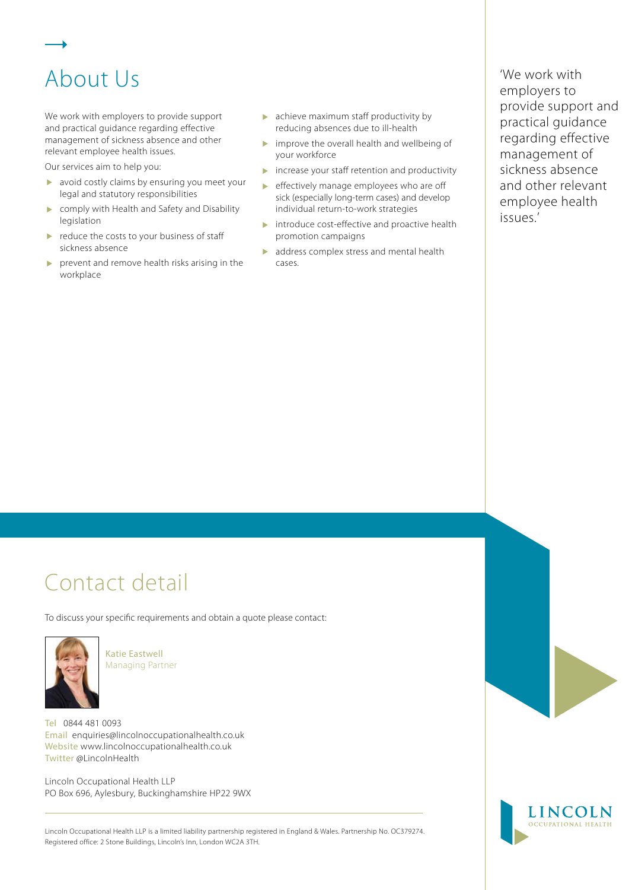# About Us

We work with employers to provide support and practical guidance regarding effective management of sickness absence and other relevant employee health issues.

Our services aim to help you:

- avoid costly claims by ensuring you meet your legal and statutory responsibilities
- comply with Health and Safety and Disability legislation
- reduce the costs to your business of staff sickness absence
- prevent and remove health risks arising in the workplace
- achieve maximum staff productivity by reducing absences due to ill-health
- improve the overall health and wellbeing of your workforce
- increase your staff retention and productivity
- effectively manage employees who are off sick (especially long-term cases) and develop individual return-to-work strategies
- introduce cost-effective and proactive health promotion campaigns
- address complex stress and mental health cases.

'We work with employers to provide support and practical guidance regarding effective management of sickness absence and other relevant employee health issues.'

# Contact detail

To discuss your specific requirements and obtain a quote please contact:

Katie Eastwell
Managing Partner

Tel 0844 481 0093
Email enquiries@lincolnoccupationalhealth.co.uk
Website www.lincolnoccupationalhealth.co.uk
Twitter @LincolnHealth

Lincoln Occupational Health LLP
PO Box 696, Aylesbury, Buckinghamshire HP22 9WX

LINCOLN
OCCUPATIONAL HEALTH

Lincoln Occupational Health LLP is a limited liability partnership registered in England & Wales. Partnership No. OC379274.
Registered office: 2 Stone Buildings, Lincoln's Inn, London WC2A 3TH.